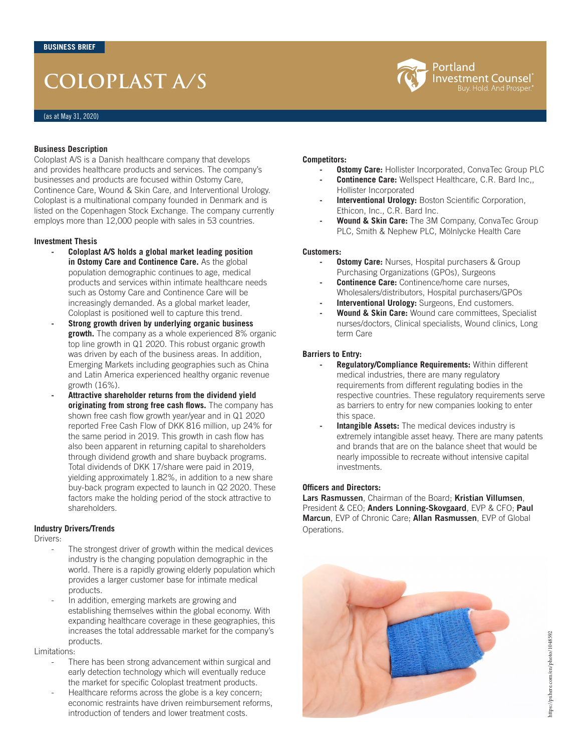BUSINESS BRIEF

# COLOPLAST A/S

(as at May 31, 2020)

### Business Description

Coloplast A/S is a Danish healthcare company that develops and provides healthcare products and services. The company's businesses and products are focused within Ostomy Care, Continence Care, Wound & Skin Care, and Interventional Urology. Coloplast is a multinational company founded in Denmark and is listed on the Copenhagen Stock Exchange. The company currently employs more than 12,000 people with sales in 53 countries.

### Investment Thesis

- **Coloplast A/S holds a global market leading position in Ostomy Care and Continence Care.** As the global population demographic continues to age, medical products and services within intimate healthcare needs such as Ostomy Care and Continence Care will be increasingly demanded. As a global market leader, Coloplast is positioned well to capture this trend.
- **Strong growth driven by underlying organic business growth.** The company as a whole experienced 8% organic top line growth in Q1 2020. This robust organic growth was driven by each of the business areas. In addition, Emerging Markets including geographies such as China and Latin America experienced healthy organic revenue growth (16%).
- **Attractive shareholder returns from the dividend yield originating from strong free cash flows.** The company has shown free cash flow growth year/year and in Q1 2020 reported Free Cash Flow of DKK 816 million, up 24% for the same period in 2019. This growth in cash flow has also been apparent in returning capital to shareholders through dividend growth and share buyback programs. Total dividends of DKK 17/share were paid in 2019, yielding approximately 1.82%, in addition to a new share buy-back program expected to launch in Q2 2020. These factors make the holding period of the stock attractive to shareholders.

### Industry Drivers/Trends

Drivers:

- The strongest driver of growth within the medical devices industry is the changing population demographic in the world. There is a rapidly growing elderly population which provides a larger customer base for intimate medical products.
- In addition, emerging markets are growing and establishing themselves within the global economy. With expanding healthcare coverage in these geographies, this increases the total addressable market for the company's products.

Limitations:

- There has been strong advancement within surgical and early detection technology which will eventually reduce the market for specific Coloplast treatment products.
- Healthcare reforms across the globe is a key concern; economic restraints have driven reimbursement reforms, introduction of tenders and lower treatment costs.

### Competitors:

- **Ostomy Care:** Hollister Incorporated, ConvaTec Group PLC
- **Continence Care:** Wellspect Healthcare, C.R. Bard Inc,, Hollister Incorporated
- **Interventional Urology:** Boston Scientific Corporation, Ethicon, Inc., C.R. Bard Inc.
- **Wound & Skin Care:** The 3M Company, ConvaTec Group PLC, Smith & Nephew PLC, Mölnlycke Health Care

### Customers:

- **Ostomy Care:** Nurses, Hospital purchasers & Group Purchasing Organizations (GPOs), Surgeons
- **Continence Care:** Continence/home care nurses, Wholesalers/distributors, Hospital purchasers/GPOs
- **Interventional Urology:** Surgeons, End customers.
- **Wound & Skin Care:** Wound care committees, Specialist nurses/doctors, Clinical specialists, Wound clinics, Long term Care

### Barriers to Entry:

- **Regulatory/Compliance Requirements:** Within different medical industries, there are many regulatory requirements from different regulating bodies in the respective countries. These regulatory requirements serve as barriers to entry for new companies looking to enter this space.
- **Intangible Assets:** The medical devices industry is extremely intangible asset heavy. There are many patents and brands that are on the balance sheet that would be nearly impossible to recreate without intensive capital investments.

### Officers and Directors:

**Lars Rasmussen**, Chairman of the Board; **Kristian Villumsen**, President & CEO; **Anders Lonning-Skovgaard**, EVP & CFO; **Paul Marcun**, EVP of Chronic Care; **Allan Rasmussen**, EVP of Global Operations.

https://pxhere.com/en/photo/1048592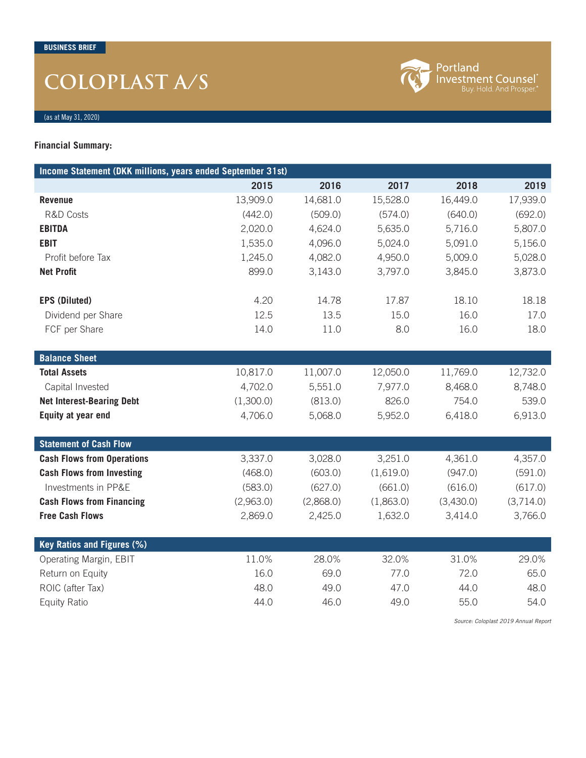BUSINESS BRIEF

# COLOPLAST A/S

(as at May 31, 2020)

**Financial Summary:**

| Income Statement (DKK millions, years ended September 31st) | 2015 | 2016 | 2017 | 2018 | 2019 |
|---|---|---|---|---|---|
| **Revenue** | 13,909.0 | 14,681.0 | 15,528.0 | 16,449.0 | 17,939.0 |
| R&D Costs | (442.0) | (509.0) | (574.0) | (640.0) | (692.0) |
| **EBITDA** | 2,020.0 | 4,624.0 | 5,635.0 | 5,716.0 | 5,807.0 |
| **EBIT** | 1,535.0 | 4,096.0 | 5,024.0 | 5,091.0 | 5,156.0 |
| Profit before Tax | 1,245.0 | 4,082.0 | 4,950.0 | 5,009.0 | 5,028.0 |
| **Net Profit** | 899.0 | 3,143.0 | 3,797.0 | 3,845.0 | 3,873.0 |
| | | | | | |
| **EPS (Diluted)** | 4.20 | 14.78 | 17.87 | 18.10 | 18.18 |
| Dividend per Share | 12.5 | 13.5 | 15.0 | 16.0 | 17.0 |
| FCF per Share | 14.0 | 11.0 | 8.0 | 16.0 | 18.0 |
| **Balance Sheet** | | | | | |
| **Total Assets** | 10,817.0 | 11,007.0 | 12,050.0 | 11,769.0 | 12,732.0 |
| Capital Invested | 4,702.0 | 5,551.0 | 7,977.0 | 8,468.0 | 8,748.0 |
| **Net Interest-Bearing Debt** | (1,300.0) | (813.0) | 826.0 | 754.0 | 539.0 |
| **Equity at year end** | 4,706.0 | 5,068.0 | 5,952.0 | 6,418.0 | 6,913.0 |
| **Statement of Cash Flow** | | | | | |
| **Cash Flows from Operations** | 3,337.0 | 3,028.0 | 3,251.0 | 4,361.0 | 4,357.0 |
| **Cash Flows from Investing** | (468.0) | (603.0) | (1,619.0) | (947.0) | (591.0) |
| Investments in PP&E | (583.0) | (627.0) | (661.0) | (616.0) | (617.0) |
| **Cash Flows from Financing** | (2,963.0) | (2,868.0) | (1,863.0) | (3,430.0) | (3,714.0) |
| **Free Cash Flows** | 2,869.0 | 2,425.0 | 1,632.0 | 3,414.0 | 3,766.0 |
| **Key Ratios and Figures (%)** | | | | | |
| Operating Margin, EBIT | 11.0% | 28.0% | 32.0% | 31.0% | 29.0% |
| Return on Equity | 16.0 | 69.0 | 77.0 | 72.0 | 65.0 |
| ROIC (after Tax) | 48.0 | 49.0 | 47.0 | 44.0 | 48.0 |
| Equity Ratio | 44.0 | 46.0 | 49.0 | 55.0 | 54.0 |

*Source: Coloplast 2019 Annual Report*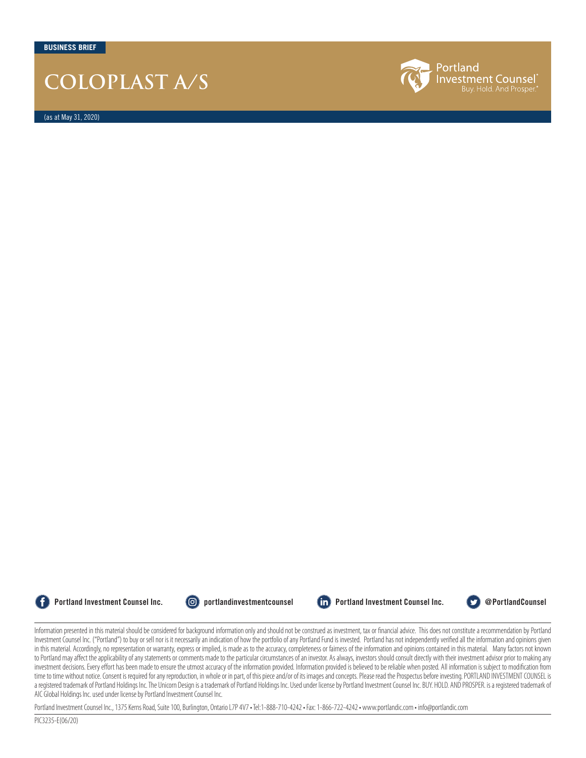BUSINESS BRIEF

# COLOPLAST A/S

Portland Investment Counsel® Buy. Hold. And Prosper.®

(as at May 31, 2020)

Portland Investment Counsel Inc. portlandinvestmentcounsel Portland Investment Counsel Inc. @PortlandCounsel

Information presented in this material should be considered for background information only and should not be construed as investment, tax or financial advice. This does not constitute a recommendation by Portland Investment Counsel Inc. ("Portland") to buy or sell nor is it necessarily an indication of how the portfolio of any Portland Fund is invested. Portland has not independently verified all the information and opinions given in this material. Accordingly, no representation or warranty, express or implied, is made as to the accuracy, completeness or fairness of the information and opinions contained in this material. Many factors not known to Portland may affect the applicability of any statements or comments made to the particular circumstances of an investor. As always, investors should consult directly with their investment advisor prior to making any investment decisions. Every effort has been made to ensure the utmost accuracy of the information provided. Information provided is believed to be reliable when posted. All information is subject to modification from time to time without notice. Consent is required for any reproduction, in whole or in part, of this piece and/or of its images and concepts. Please read the Prospectus before investing. PORTLAND INVESTMENT COUNSEL is a registered trademark of Portland Holdings Inc. The Unicorn Design is a trademark of Portland Holdings Inc. Used under license by Portland Investment Counsel Inc. BUY. HOLD. AND PROSPER. is a registered trademark of AIC Global Holdings Inc. used under license by Portland Investment Counsel Inc.

Portland Investment Counsel Inc., 1375 Kerns Road, Suite 100, Burlington, Ontario L7P 4V7 • Tel:1-888-710-4242 • Fax: 1-866-722-4242 • www.portlandic.com • info@portlandic.com

PIC3235-E(06/20)